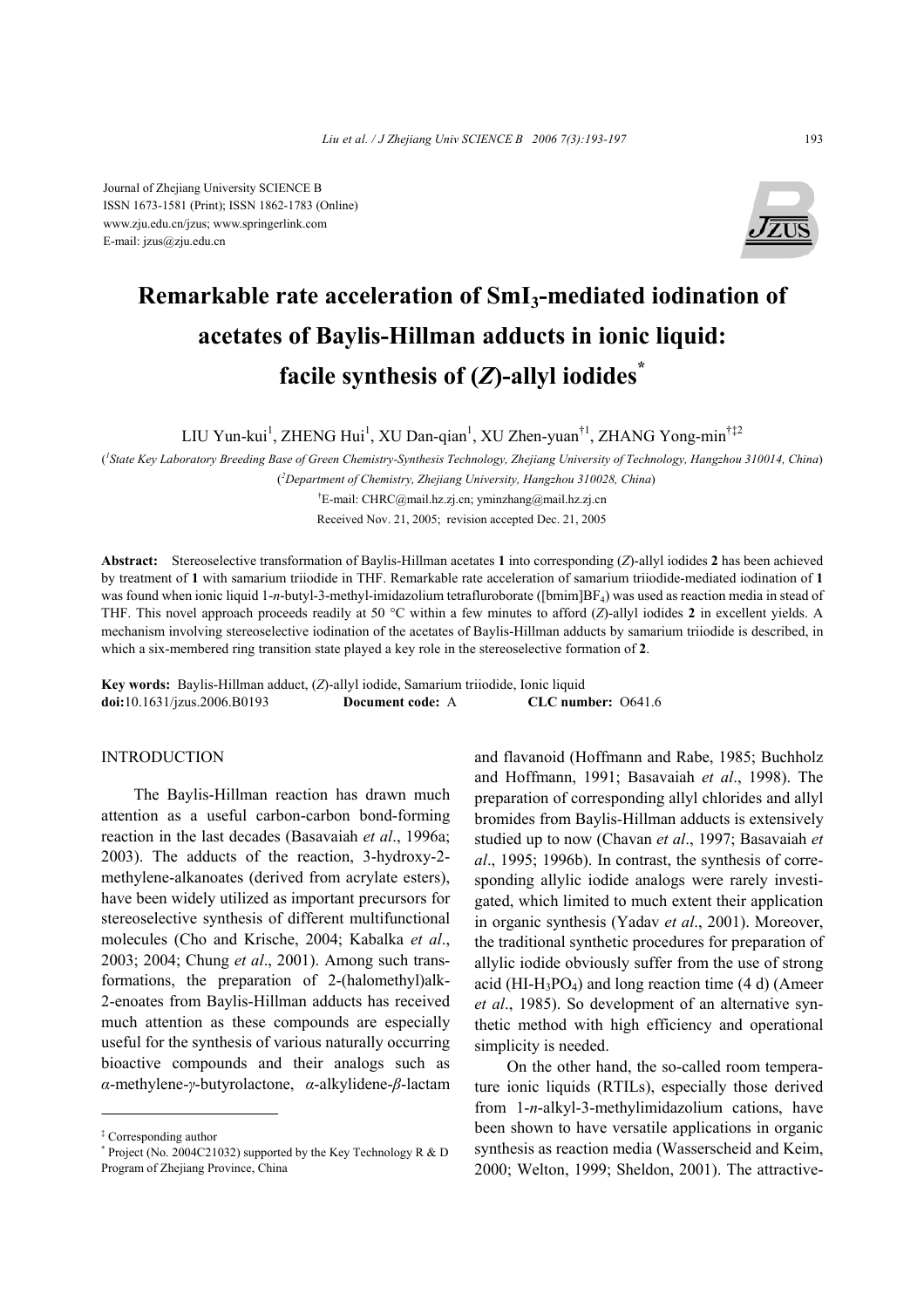Journal of Zhejiang University SCIENCE B
ISSN 1673-1581 (Print); ISSN 1862-1783 (Online)
www.zju.edu.cn/jzus; www.springerlink.com
E-mail: jzus@zju.edu.cn

# Remarkable rate acceleration of $SmI_3$-mediated iodination of acetates of Baylis-Hillman adducts in ionic liquid: facile synthesis of (*Z*)-allyl iodides*

LIU Yun-kui[1], ZHENG Hui[1], XU Dan-qian[1], XU Zhen-yuan[†1], ZHANG Yong-min[†‡2]

([1]State Key Laboratory Breeding Base of Green Chemistry-Synthesis Technology, Zhejiang University of Technology, Hangzhou 310014, China)

([2]Department of Chemistry, Zhejiang University, Hangzhou 310028, China)

[†]E-mail: CHRC@mail.hz.zj.cn; yminzhang@mail.hz.zj.cn

Received Nov. 21, 2005; revision accepted Dec. 21, 2005

**Abstract:** Stereoselective transformation of Baylis-Hillman acetates **1** into corresponding (*Z*)-allyl iodides **2** has been achieved by treatment of **1** with samarium triiodide in THF. Remarkable rate acceleration of samarium triiodide-mediated iodination of **1** was found when ionic liquid 1-*n*-butyl-3-methyl-imidazolium tetrafluroborate ([bmim]$BF_4$) was used as reaction media in stead of THF. This novel approach proceeds readily at 50 °C within a few minutes to afford (*Z*)-allyl iodides **2** in excellent yields. A mechanism involving stereoselective iodination of the acetates of Baylis-Hillman adducts by samarium triiodide is described, in which a six-membered ring transition state played a key role in the stereoselective formation of **2**.

**Key words:** Baylis-Hillman adduct, (*Z*)-allyl iodide, Samarium triiodide, Ionic liquid
**doi:**10.1631/jzus.2006.B0193 **Document code:** A **CLC number:** O641.6

## INTRODUCTION

The Baylis-Hillman reaction has drawn much attention as a useful carbon-carbon bond-forming reaction in the last decades (Basavaiah *et al*., 1996a; 2003). The adducts of the reaction, 3-hydroxy-2-methylene-alkanoates (derived from acrylate esters), have been widely utilized as important precursors for stereoselective synthesis of different multifunctional molecules (Cho and Krische, 2004; Kabalka *et al*., 2003; 2004; Chung *et al*., 2001). Among such transformations, the preparation of 2-(halomethyl)alk-2-enoates from Baylis-Hillman adducts has received much attention as these compounds are especially useful for the synthesis of various naturally occurring bioactive compounds and their analogs such as *α*-methylene-*γ*-butyrolactone, *α*-alkylidene-*β*-lactam and flavanoid (Hoffmann and Rabe, 1985; Buchholz and Hoffmann, 1991; Basavaiah *et al*., 1998). The preparation of corresponding allyl chlorides and allyl bromides from Baylis-Hillman adducts is extensively studied up to now (Chavan *et al*., 1997; Basavaiah *et al*., 1995; 1996b). In contrast, the synthesis of corresponding allylic iodide analogs were rarely investigated, which limited to much extent their application in organic synthesis (Yadav *et al*., 2001). Moreover, the traditional synthetic procedures for preparation of allylic iodide obviously suffer from the use of strong acid (HI-$H_3PO_4$) and long reaction time (4 d) (Ameer *et al*., 1985). So development of an alternative synthetic method with high efficiency and operational simplicity is needed.

On the other hand, the so-called room temperature ionic liquids (RTILs), especially those derived from 1-*n*-alkyl-3-methylimidazolium cations, have been shown to have versatile applications in organic synthesis as reaction media (Wasserscheid and Keim, 2000; Welton, 1999; Sheldon, 2001). The attractive-

---

‡ Corresponding author
\* Project (No. 2004C21032) supported by the Key Technology R & D Program of Zhejiang Province, China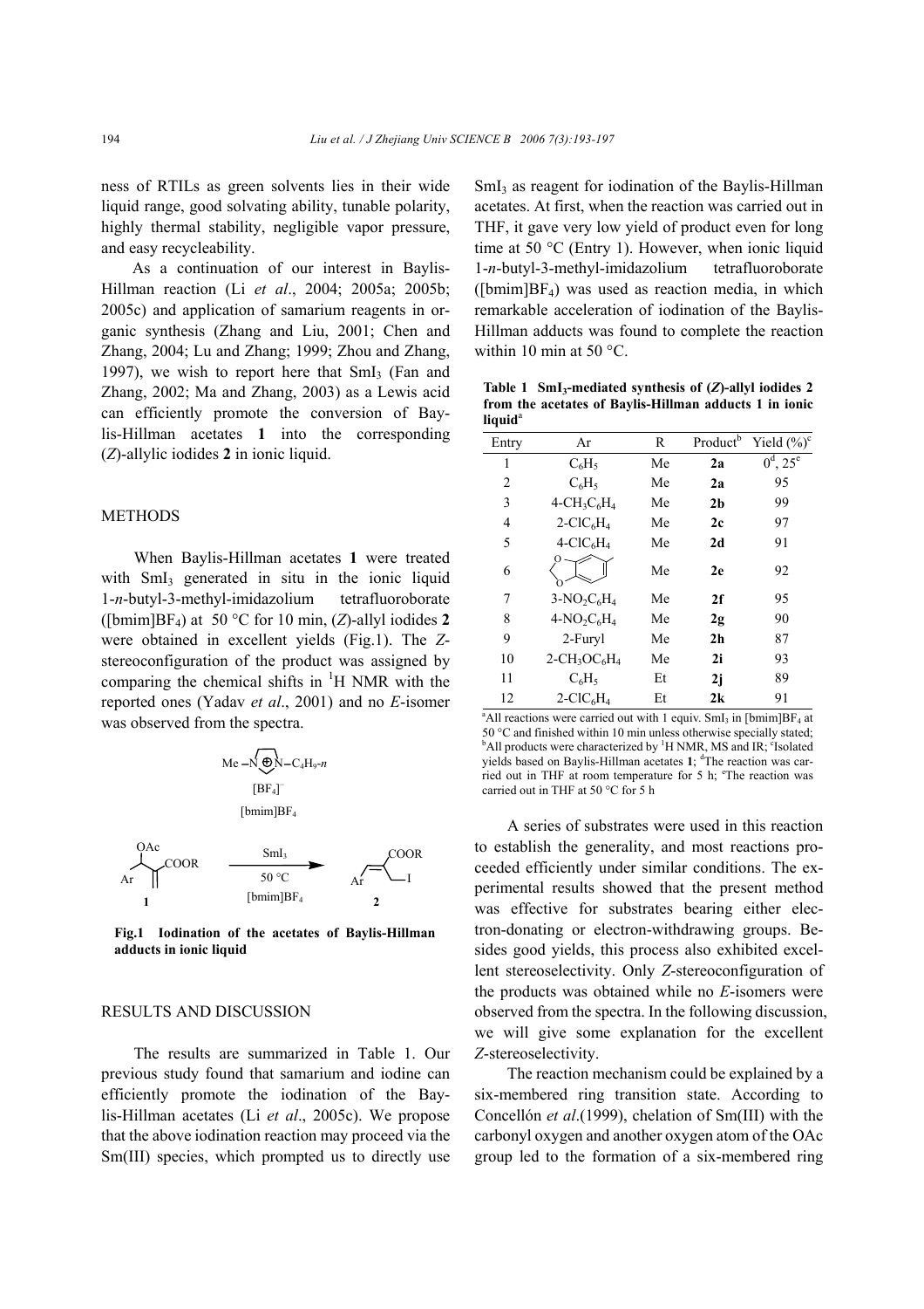ness of RTILs as green solvents lies in their wide liquid range, good solvating ability, tunable polarity, highly thermal stability, negligible vapor pressure, and easy recycleability.

As a continuation of our interest in Baylis-Hillman reaction (Li *et al*., 2004; 2005a; 2005b; 2005c) and application of samarium reagents in organic synthesis (Zhang and Liu, 2001; Chen and Zhang, 2004; Lu and Zhang; 1999; Zhou and Zhang, 1997), we wish to report here that $SmI_3$ (Fan and Zhang, 2002; Ma and Zhang, 2003) as a Lewis acid can efficiently promote the conversion of Baylis-Hillman acetates **1** into the corresponding (*Z*)-allylic iodides **2** in ionic liquid.

## METHODS

When Baylis-Hillman acetates **1** were treated with $SmI_3$ generated in situ in the ionic liquid 1-*n*-butyl-3-methyl-imidazolium tetrafluoroborate ([bmim]$BF_4$) at 50 °C for 10 min, (*Z*)-allyl iodides **2** were obtained in excellent yields (Fig.1). The *Z*-stereoconfiguration of the product was assigned by comparing the chemical shifts in $^1$H NMR with the reported ones (Yadav *et al*., 2001) and no *E*-isomer was observed from the spectra.

**Fig.1 Iodination of the acetates of Baylis-Hillman adducts in ionic liquid**

## RESULTS AND DISCUSSION

The results are summarized in Table 1. Our previous study found that samarium and iodine can efficiently promote the iodination of the Baylis-Hillman acetates (Li *et al*., 2005c). We propose that the above iodination reaction may proceed via the Sm(III) species, which prompted us to directly use $SmI_3$ as reagent for iodination of the Baylis-Hillman acetates. At first, when the reaction was carried out in THF, it gave very low yield of product even for long time at 50 °C (Entry 1). However, when ionic liquid 1-*n*-butyl-3-methyl-imidazolium tetrafluoroborate ([bmim]$BF_4$) was used as reaction media, in which remarkable acceleration of iodination of the Baylis-Hillman adducts was found to complete the reaction within 10 min at 50 °C.

**Table 1 $SmI_3$-mediated synthesis of (*Z*)-allyl iodides 2 from the acetates of Baylis-Hillman adducts 1 in ionic liquid**[a]

| Entry | Ar | R | Product[b] | Yield (%)[c] |
|---|---|---|---|---|
| 1 | $C_6H_5$ | Me | **2a** | 0[d], 25[e] |
| 2 | $C_6H_5$ | Me | **2a** | 95 |
| 3 | 4-$CH_3C_6H_4$ | Me | **2b** | 99 |
| 4 | 2-$ClC_6H_4$ | Me | **2c** | 97 |
| 5 | 4-$ClC_6H_4$ | Me | **2d** | 91 |
| 6 | 3,4-methylenedioxyphenyl | Me | **2e** | 92 |
| 7 | 3-$NO_2C_6H_4$ | Me | **2f** | 95 |
| 8 | 4-$NO_2C_6H_4$ | Me | **2g** | 90 |
| 9 | 2-Furyl | Me | **2h** | 87 |
| 10 | 2-$CH_3OC_6H_4$ | Me | **2i** | 93 |
| 11 | $C_6H_5$ | Et | **2j** | 89 |
| 12 | 2-$ClC_6H_4$ | Et | **2k** | 91 |

[a]All reactions were carried out with 1 equiv. $SmI_3$ in [bmim]$BF_4$ at 50 °C and finished within 10 min unless otherwise specially stated; [b]All products were characterized by $^1$H NMR, MS and IR; [c]Isolated yields based on Baylis-Hillman acetates **1**; [d]The reaction was carried out in THF at room temperature for 5 h; [e]The reaction was carried out in THF at 50 °C for 5 h

A series of substrates were used in this reaction to establish the generality, and most reactions proceeded efficiently under similar conditions. The experimental results showed that the present method was effective for substrates bearing either electron-donating or electron-withdrawing groups. Besides good yields, this process also exhibited excellent stereoselectivity. Only *Z*-stereoconfiguration of the products was obtained while no *E*-isomers were observed from the spectra. In the following discussion, we will give some explanation for the excellent *Z*-stereoselectivity.

The reaction mechanism could be explained by a six-membered ring transition state. According to Concellón *et al*.(1999), chelation of Sm(III) with the carbonyl oxygen and another oxygen atom of the OAc group led to the formation of a six-membered ring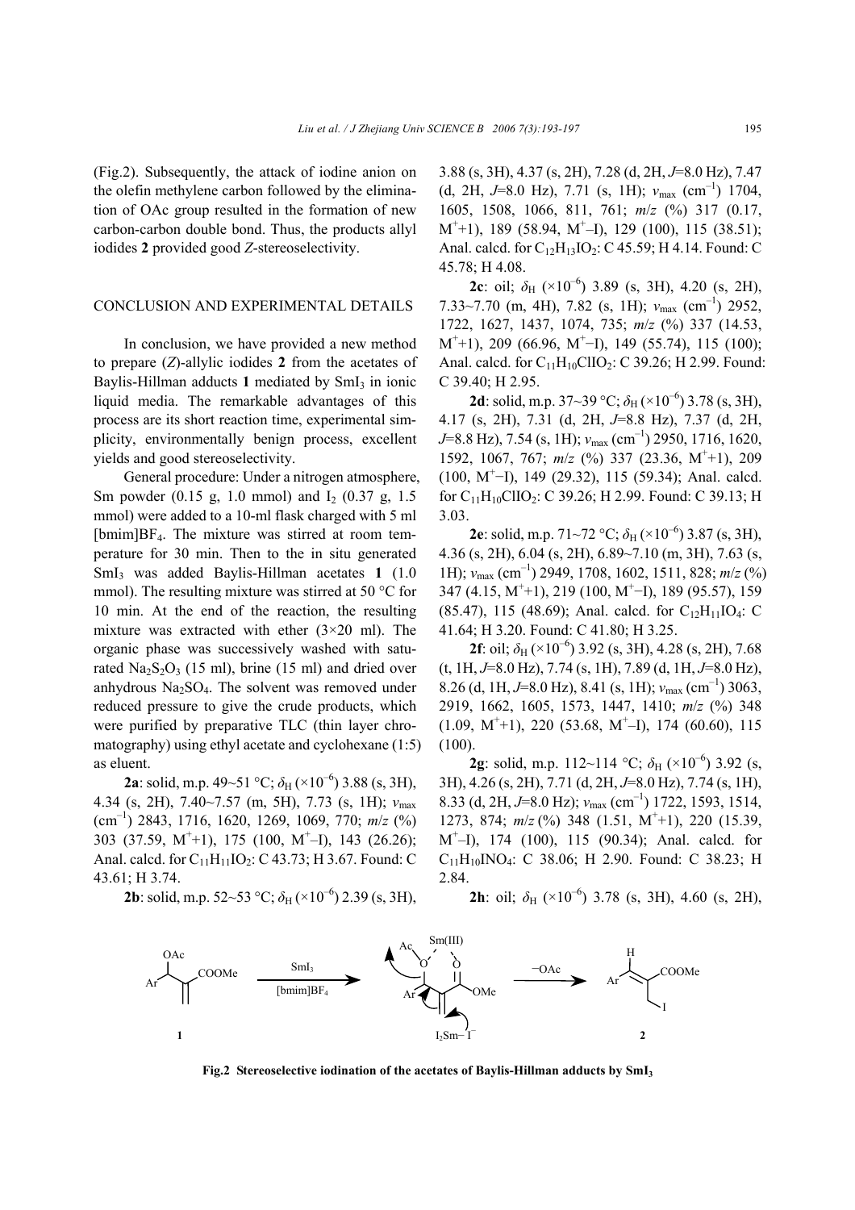(Fig.2). Subsequently, the attack of iodine anion on the olefin methylene carbon followed by the elimination of OAc group resulted in the formation of new carbon-carbon double bond. Thus, the products allyl iodides **2** provided good *Z*-stereoselectivity.

## CONCLUSION AND EXPERIMENTAL DETAILS

In conclusion, we have provided a new method to prepare (*Z*)-allylic iodides **2** from the acetates of Baylis-Hillman adducts **1** mediated by $SmI_3$ in ionic liquid media. The remarkable advantages of this process are its short reaction time, experimental simplicity, environmentally benign process, excellent yields and good stereoselectivity.

General procedure: Under a nitrogen atmosphere, Sm powder (0.15 g, 1.0 mmol) and $I_2$ (0.37 g, 1.5 mmol) were added to a 10-ml flask charged with 5 ml [bmim]$BF_4$. The mixture was stirred at room temperature for 30 min. Then to the in situ generated $SmI_3$ was added Baylis-Hillman acetates **1** (1.0 mmol). The resulting mixture was stirred at 50 °C for 10 min. At the end of the reaction, the resulting mixture was extracted with ether (3×20 ml). The organic phase was successively washed with saturated $Na_2S_2O_3$ (15 ml), brine (15 ml) and dried over anhydrous $Na_2SO_4$. The solvent was removed under reduced pressure to give the crude products, which were purified by preparative TLC (thin layer chromatography) using ethyl acetate and cyclohexane (1:5) as eluent.

**2a**: solid, m.p. 49~51 °C; $\delta_H$ (×$10^{-6}$) 3.88 (s, 3H), 4.34 (s, 2H), 7.40~7.57 (m, 5H), 7.73 (s, 1H); $v_{max}$ ($cm^{-1}$) 2843, 1716, 1620, 1269, 1069, 770; *m/z* (%) 303 (37.59, $M^+$+1), 175 (100, $M^+$–I), 143 (26.26); Anal. calcd. for $C_{11}H_{11}IO_2$: C 43.73; H 3.67. Found: C 43.61; H 3.74.

**2b**: solid, m.p. 52~53 °C; $\delta_H$ (×$10^{-6}$) 2.39 (s, 3H), 3.88 (s, 3H), 4.37 (s, 2H), 7.28 (d, 2H, *J*=8.0 Hz), 7.47 (d, 2H, *J*=8.0 Hz), 7.71 (s, 1H); $v_{max}$ ($cm^{-1}$) 1704, 1605, 1508, 1066, 811, 761; *m/z* (%) 317 (0.17, $M^+$+1), 189 (58.94, $M^+$–I), 129 (100), 115 (38.51); Anal. calcd. for $C_{12}H_{13}IO_2$: C 45.59; H 4.14. Found: C 45.78; H 4.08.

**2c**: oil; $\delta_H$ (×$10^{-6}$) 3.89 (s, 3H), 4.20 (s, 2H), 7.33~7.70 (m, 4H), 7.82 (s, 1H); $v_{max}$ ($cm^{-1}$) 2952, 1722, 1627, 1437, 1074, 735; *m/z* (%) 337 (14.53, $M^+$+1), 209 (66.96, $M^+$−I), 149 (55.74), 115 (100); Anal. calcd. for $C_{11}H_{10}ClIO_2$: C 39.26; H 2.99. Found: C 39.40; H 2.95.

**2d**: solid, m.p. 37~39 °C; $\delta_H$ (×$10^{-6}$) 3.78 (s, 3H), 4.17 (s, 2H), 7.31 (d, 2H, *J*=8.8 Hz), 7.37 (d, 2H, *J*=8.8 Hz), 7.54 (s, 1H); $v_{max}$ ($cm^{-1}$) 2950, 1716, 1620, 1592, 1067, 767; *m/z* (%) 337 (23.36, $M^+$+1), 209 (100, $M^+$−I), 149 (29.32), 115 (59.34); Anal. calcd. for $C_{11}H_{10}ClIO_2$: C 39.26; H 2.99. Found: C 39.13; H 3.03.

**2e**: solid, m.p. 71~72 °C; $\delta_H$ (×$10^{-6}$) 3.87 (s, 3H), 4.36 (s, 2H), 6.04 (s, 2H), 6.89~7.10 (m, 3H), 7.63 (s, 1H); $v_{max}$ ($cm^{-1}$) 2949, 1708, 1602, 1511, 828; *m/z* (%) 347 (4.15, $M^+$+1), 219 (100, $M^+$−I), 189 (95.57), 159 (85.47), 115 (48.69); Anal. calcd. for $C_{12}H_{11}IO_4$: C 41.64; H 3.20. Found: C 41.80; H 3.25.

**2f**: oil; $\delta_H$ (×$10^{-6}$) 3.92 (s, 3H), 4.28 (s, 2H), 7.68 (t, 1H, *J*=8.0 Hz), 7.74 (s, 1H), 7.89 (d, 1H, *J*=8.0 Hz), 8.26 (d, 1H, *J*=8.0 Hz), 8.41 (s, 1H); $v_{max}$ ($cm^{-1}$) 3063, 2919, 1662, 1605, 1573, 1447, 1410; *m/z* (%) 348 (1.09, $M^+$+1), 220 (53.68, $M^+$–I), 174 (60.60), 115 (100).

**2g**: solid, m.p. 112~114 °C; $\delta_H$ (×$10^{-6}$) 3.92 (s, 3H), 4.26 (s, 2H), 7.71 (d, 2H, *J*=8.0 Hz), 7.74 (s, 1H), 8.33 (d, 2H, *J*=8.0 Hz); $v_{max}$ ($cm^{-1}$) 1722, 1593, 1514, 1273, 874; *m/z* (%) 348 (1.51, $M^+$+1), 220 (15.39, $M^+$–I), 174 (100), 115 (90.34); Anal. calcd. for $C_{11}H_{10}INO_4$: C 38.06; H 2.90. Found: C 38.23; H 2.84.

**2h**: oil; $\delta_H$ (×$10^{-6}$) 3.78 (s, 3H), 4.60 (s, 2H),

**Fig.2 Stereoselective iodination of the acetates of Baylis-Hillman adducts by $SmI_3$**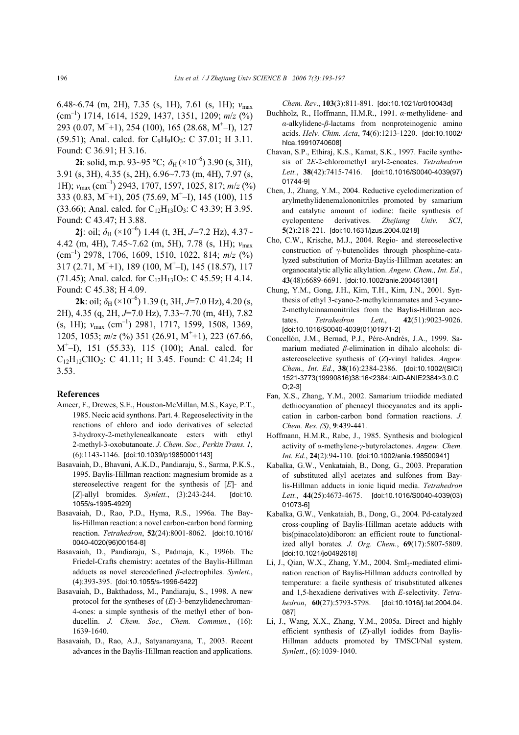6.48~6.74 (m, 2H), 7.35 (s, 1H), 7.61 (s, 1H); $\nu_{max}$ ($cm^{-1}$) 1714, 1614, 1529, 1437, 1351, 1209; $m/z$ (%) 293 (0.07, $M^+$+1), 254 (100), 165 (28.68, $M^+$–I), 127 (59.51); Anal. calcd. for $C_9H_9IO_3$: C 37.01; H 3.11. Found: C 36.91; H 3.16.

**2i**: solid, m.p. 93~95 °C; $\delta_H$ (×$10^{-6}$) 3.90 (s, 3H), 3.91 (s, 3H), 4.35 (s, 2H), 6.96~7.73 (m, 4H), 7.97 (s, 1H); $\nu_{max}$ ($cm^{-1}$) 2943, 1707, 1597, 1025, 817; $m/z$ (%) 333 (0.83, $M^+$+1), 205 (75.69, $M^+$–I), 145 (100), 115 (33.66); Anal. calcd. for $C_{12}H_{13}IO_3$: C 43.39; H 3.95. Found: C 43.47; H 3.88.

**2j**: oil; $\delta_H$ (×$10^{-6}$) 1.44 (t, 3H, $J$=7.2 Hz), 4.37~4.42 (m, 4H), 7.45~7.62 (m, 5H), 7.78 (s, 1H); $\nu_{max}$ ($cm^{-1}$) 2978, 1706, 1609, 1510, 1022, 814; $m/z$ (%) 317 (2.71, $M^+$+1), 189 (100, $M^+$–I), 145 (18.57), 117 (71.45); Anal. calcd. for $C_{12}H_{13}IO_2$: C 45.59; H 4.14. Found: C 45.38; H 4.09.

**2k**: oil; $\delta_H$ (×$10^{-6}$) 1.39 (t, 3H, $J$=7.0 Hz), 4.20 (s, 2H), 4.35 (q, 2H, $J$=7.0 Hz), 7.33~7.70 (m, 4H), 7.82 (s, 1H); $\nu_{max}$ ($cm^{-1}$) 2981, 1717, 1599, 1508, 1369, 1205, 1053; $m/z$ (%) 351 (26.91, $M^+$+1), 223 (67.66, $M^+$–I), 151 (55.33), 115 (100); Anal. calcd. for $C_{12}H_{12}ClIO_2$: C 41.11; H 3.45. Found: C 41.24; H 3.53.

## References

Ameer, F., Drewes, S.E., Houston-McMillan, M.S., Kaye, P.T., 1985. Necic acid synthons. Part. 4. Regeoselectivity in the reactions of chloro and iodo derivatives of selected 3-hydroxy-2-methylenealkanoate esters with ethyl 2-methyl-3-oxobutanoate. *J. Chem. Soc., Perkin Trans. 1*, (6):1143-1146. [doi:10.1039/p19850001143]

Basavaiah, D., Bhavani, A.K.D., Pandiaraju, S., Sarma, P.K.S., 1995. Baylis-Hillman reaction: magnesium bromide as a stereoselective reagent for the synthesis of [*E*]- and [*Z*]-allyl bromides. *Synlett.*, (3):243-244. [doi:10.1055/s-1995-4929]

Basavaiah, D., Rao, P.D., Hyma, R.S., 1996a. The Baylis-Hillman reaction: a novel carbon-carbon bond forming reaction. *Tetrahedron*, **52**(24):8001-8062. [doi:10.1016/0040-4020(96)00154-8]

Basavaiah, D., Pandiaraju, S., Padmaja, K., 1996b. The Friedel-Crafts chemistry: acetates of the Baylis-Hillman adducts as novel stereodefined *β*-electrophiles. *Synlett.*, (4):393-395. [doi:10.1055/s-1996-5422]

Basavaiah, D., Bakthadoss, M., Pandiaraju, S., 1998. A new protocol for the syntheses of (*E*)-3-benzylidenechroman-4-ones: a simple synthesis of the methyl ether of bonducellin. *J. Chem. Soc., Chem. Commun.*, (16): 1639-1640.

Basavaiah, D., Rao, A.J., Satyanarayana, T., 2003. Recent advances in the Baylis-Hillman reaction and applications. *Chem. Rev.*, **103**(3):811-891. [doi:10.1021/cr010043d]

Buchholz, R., Hoffmann, H.M.R., 1991. *α*-methylidene- and *α*-alkylidene-*β*-lactams from nonproteinogenic amino acids. *Helv. Chim. Acta*, **74**(6):1213-1220. [doi:10.1002/hlca.19910740608]

Chavan, S.P., Ethiraj, K.S., Kamat, S.K., 1997. Facile synthesis of 2*E*-2-chloromethyl aryl-2-enoates. *Tetrahedron Lett.*, **38**(42):7415-7416. [doi:10.1016/S0040-4039(97)01744-9]

Chen, J., Zhang, Y.M., 2004. Reductive cyclodimerization of arylmethylidenemalononitriles promoted by samarium and catalytic amount of iodine: facile synthesis of cyclopentene derivatives. *Zhejiang Univ. SCI*, **5**(2):218-221. [doi:10.1631/jzus.2004.0218]

Cho, C.W., Krische, M.J., 2004. Regio- and stereoselective construction of γ-butenolides through phosphine-catalyzed substitution of Morita-Baylis-Hillman acetates: an organocatalytic allylic alkylation. *Angew. Chem., Int. Ed.*, **43**(48):6689-6691. [doi:10.1002/anie.200461381]

Chung, Y.M., Gong, J.H., Kim, T.H., Kim, J.N., 2001. Synthesis of ethyl 3-cyano-2-methylcinnamates and 3-cyano-2-methylcinnamonitriles from the Baylis-Hillman acetates. *Tetrahedron Lett.*, **42**(51):9023-9026. [doi:10.1016/S0040-4039(01)01971-2]

Concellón, J.M., Bernad, P.J., Pére-Andrés, J.A., 1999. Samarium mediated *β*-elimination in dihalo alcohols: diastereoselective synthesis of (*Z*)-vinyl halides. *Angew. Chem., Int. Ed.*, **38**(16):2384-2386. [doi:10.1002/(SICI)1521-3773(19990816)38:16<2384::AID-ANIE2384>3.0.CO;2-3]

Fan, X.S., Zhang, Y.M., 2002. Samarium triiodide mediated dethiocyanation of phenacyl thiocyanates and its application in carbon-carbon bond formation reactions. *J. Chem. Res. (S)*, **9**:439-441.

Hoffmann, H.M.R., Rabe, J., 1985. Synthesis and biological activity of *α*-methylene-*γ*-butyrolactones. *Angew. Chem. Int. Ed.*, **24**(2):94-110. [doi:10.1002/anie.198500941]

Kabalka, G.W., Venkataiah, B., Dong, G., 2003. Preparation of substituted allyl acetates and sulfones from Baylis-Hillman adducts in ionic liquid media. *Tetrahedron Lett.*, **44**(25):4673-4675. [doi:10.1016/S0040-4039(03)01073-6]

Kabalka, G.W., Venkataiah, B., Dong, G., 2004. Pd-catalyzed cross-coupling of Baylis-Hillman acetate adducts with bis(pinacolato)diboron: an efficient route to functionalized allyl borates. *J. Org. Chem.*, **69**(17):5807-5809. [doi:10.1021/jo0492618]

Li, J., Qian, W.X., Zhang, Y.M., 2004. $SmI_2$-mediated elimination reaction of Baylis-Hillman adducts controlled by temperature: a facile synthesis of trisubstituted alkenes and 1,5-hexadiene derivatives with *E*-selectivity. *Tetrahedron*, **60**(27):5793-5798. [doi:10.1016/j.tet.2004.04.087]

Li, J., Wang, X.X., Zhang, Y.M., 2005a. Direct and highly efficient synthesis of (*Z*)-allyl iodides from Baylis-Hillman adducts promoted by TMSCl/NaI system. *Synlett.*, (6):1039-1040.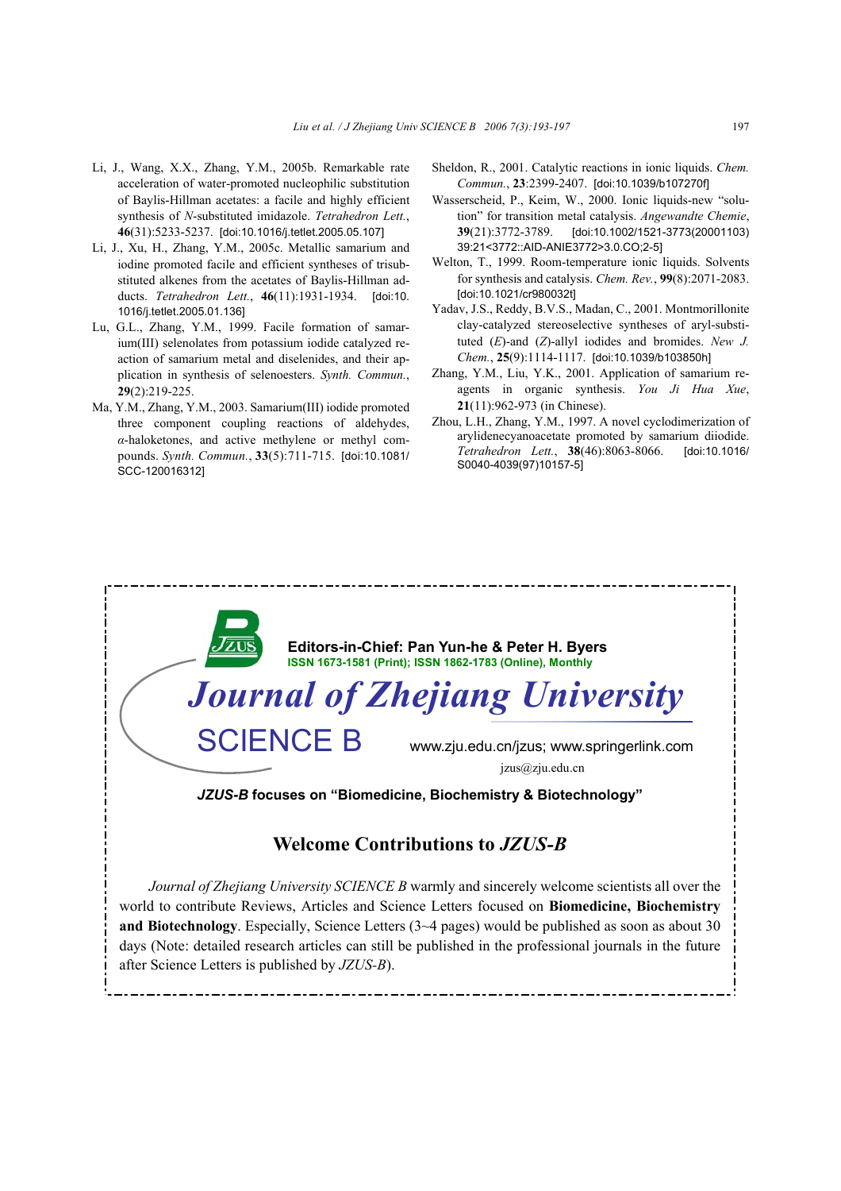Li, J., Wang, X.X., Zhang, Y.M., 2005b. Remarkable rate acceleration of water-promoted nucleophilic substitution of Baylis-Hillman acetates: a facile and highly efficient synthesis of *N*-substituted imidazole. *Tetrahedron Lett.*, **46**(31):5233-5237. [doi:10.1016/j.tetlet.2005.05.107]

Li, J., Xu, H., Zhang, Y.M., 2005c. Metallic samarium and iodine promoted facile and efficient syntheses of trisubstituted alkenes from the acetates of Baylis-Hillman adducts. *Tetrahedron Lett.*, **46**(11):1931-1934. [doi:10.1016/j.tetlet.2005.01.136]

Lu, G.L., Zhang, Y.M., 1999. Facile formation of samarium(III) selenolates from potassium iodide catalyzed reaction of samarium metal and diselenides, and their application in synthesis of selenoesters. *Synth. Commun.*, **29**(2):219-225.

Ma, Y.M., Zhang, Y.M., 2003. Samarium(III) iodide promoted three component coupling reactions of aldehydes, *α*-haloketones, and active methylene or methyl compounds. *Synth. Commun.*, **33**(5):711-715. [doi:10.1081/SCC-120016312]

Sheldon, R., 2001. Catalytic reactions in ionic liquids. *Chem. Commun.*, **23**:2399-2407. [doi:10.1039/b107270f]

Wasserscheid, P., Keim, W., 2000. Ionic liquids-new "solution" for transition metal catalysis. *Angewandte Chemie*, **39**(21):3772-3789. [doi:10.1002/1521-3773(20001103)39:21<3772::AID-ANIE3772>3.0.CO;2-5]

Welton, T., 1999. Room-temperature ionic liquids. Solvents for synthesis and catalysis. *Chem. Rev.*, **99**(8):2071-2083. [doi:10.1021/cr980032t]

Yadav, J.S., Reddy, B.V.S., Madan, C., 2001. Montmorillonite clay-catalyzed stereoselective syntheses of aryl-substituted (*E*)-and (*Z*)-allyl iodides and bromides. *New J. Chem.*, **25**(9):1114-1117. [doi:10.1039/b103850h]

Zhang, Y.M., Liu, Y.K., 2001. Application of samarium reagents in organic synthesis. *You Ji Hua Xue*, **21**(11):962-973 (in Chinese).

Zhou, L.H., Zhang, Y.M., 1997. A novel cyclodimerization of arylidenecyanoacetate promoted by samarium diiodide. *Tetrahedron Lett.*, **38**(46):8063-8066. [doi:10.1016/S0040-4039(97)10157-5]

---

**Editors-in-Chief: Pan Yun-he & Peter H. Byers**
**ISSN 1673-1581 (Print); ISSN 1862-1783 (Online), Monthly**

# *Journal of Zhejiang University*

SCIENCE B

www.zju.edu.cn/jzus; www.springerlink.com

jzus@zju.edu.cn

***JZUS-B*** **focuses on "Biomedicine, Biochemistry & Biotechnology"**

## Welcome Contributions to *JZUS-B*

*Journal of Zhejiang University SCIENCE B* warmly and sincerely welcome scientists all over the world to contribute Reviews, Articles and Science Letters focused on **Biomedicine, Biochemistry and Biotechnology**. Especially, Science Letters (3~4 pages) would be published as soon as about 30 days (Note: detailed research articles can still be published in the professional journals in the future after Science Letters is published by *JZUS-B*).